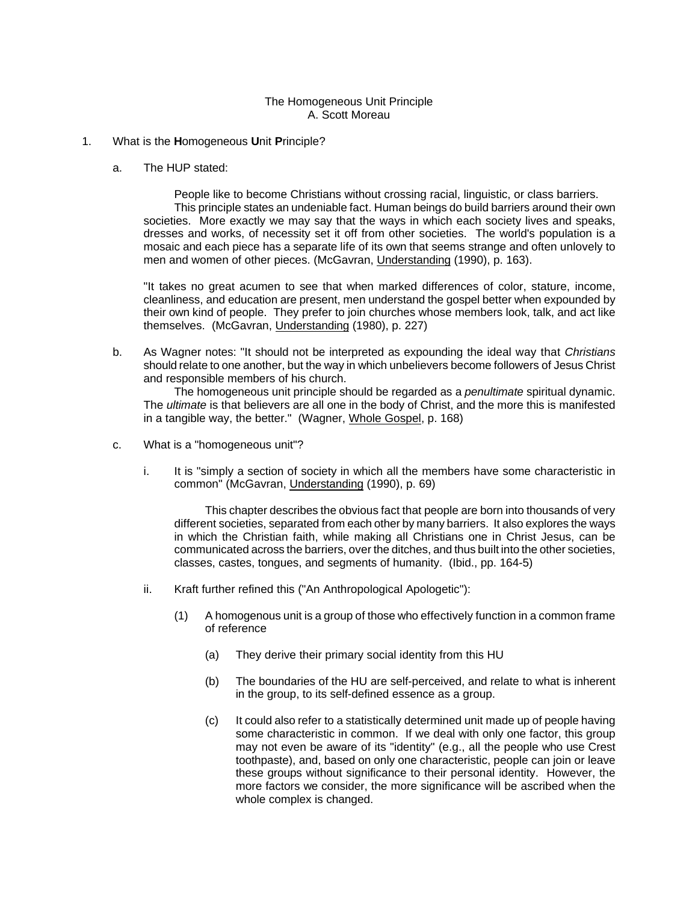# The Homogeneous Unit Principle

A. Scott Moreau

1. What is the **H**omogeneous **U**nit **P**rinciple?

   a. The HUP stated:

      > People like to become Christians without crossing racial, linguistic, or class barriers.
      > This principle states an undeniable fact. Human beings do build barriers around their own societies. More exactly we may say that the ways in which each society lives and speaks, dresses and works, of necessity set it off from other societies. The world's population is a mosaic and each piece has a separate life of its own that seems strange and often unlovely to men and women of other pieces. (McGavran, Understanding (1990), p. 163).

      "It takes no great acumen to see that when marked differences of color, stature, income, cleanliness, and education are present, men understand the gospel better when expounded by their own kind of people. They prefer to join churches whose members look, talk, and act like themselves. (McGavran, Understanding (1980), p. 227)

   b. As Wagner notes: "It should not be interpreted as expounding the ideal way that *Christians* should relate to one another, but the way in which unbelievers become followers of Jesus Christ and responsible members of his church.
      The homogeneous unit principle should be regarded as a *penultimate* spiritual dynamic. The *ultimate* is that believers are all one in the body of Christ, and the more this is manifested in a tangible way, the better." (Wagner, Whole Gospel, p. 168)

   c. What is a "homogeneous unit"?

      i. It is "simply a section of society in which all the members have some characteristic in common" (McGavran, Understanding (1990), p. 69)

         > This chapter describes the obvious fact that people are born into thousands of very different societies, separated from each other by many barriers. It also explores the ways in which the Christian faith, while making all Christians one in Christ Jesus, can be communicated across the barriers, over the ditches, and thus built into the other societies, classes, castes, tongues, and segments of humanity. (Ibid., pp. 164-5)

      ii. Kraft further refined this ("An Anthropological Apologetic"):

         (1) A homogenous unit is a group of those who effectively function in a common frame of reference

            (a) They derive their primary social identity from this HU

            (b) The boundaries of the HU are self-perceived, and relate to what is inherent in the group, to its self-defined essence as a group.

            (c) It could also refer to a statistically determined unit made up of people having some characteristic in common. If we deal with only one factor, this group may not even be aware of its "identity" (e.g., all the people who use Crest toothpaste), and, based on only one characteristic, people can join or leave these groups without significance to their personal identity. However, the more factors we consider, the more significance will be ascribed when the whole complex is changed.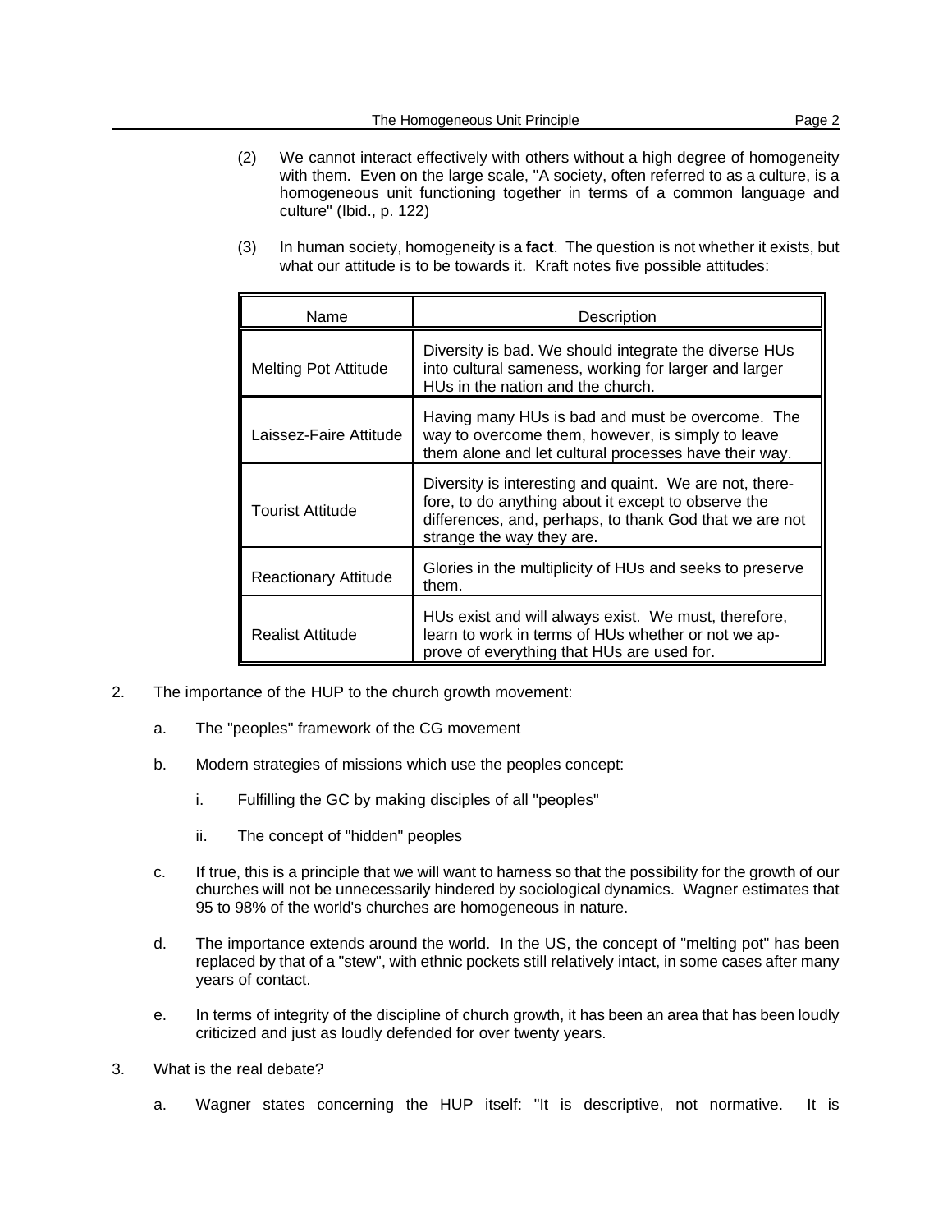(2) We cannot interact effectively with others without a high degree of homogeneity with them. Even on the large scale, "A society, often referred to as a culture, is a homogeneous unit functioning together in terms of a common language and culture" (Ibid., p. 122)

(3) In human society, homogeneity is a **fact**. The question is not whether it exists, but what our attitude is to be towards it. Kraft notes five possible attitudes:

| Name | Description |
|---|---|
| Melting Pot Attitude | Diversity is bad. We should integrate the diverse HUs into cultural sameness, working for larger and larger HUs in the nation and the church. |
| Laissez-Faire Attitude | Having many HUs is bad and must be overcome. The way to overcome them, however, is simply to leave them alone and let cultural processes have their way. |
| Tourist Attitude | Diversity is interesting and quaint. We are not, therefore, to do anything about it except to observe the differences, and, perhaps, to thank God that we are not strange the way they are. |
| Reactionary Attitude | Glories in the multiplicity of HUs and seeks to preserve them. |
| Realist Attitude | HUs exist and will always exist. We must, therefore, learn to work in terms of HUs whether or not we approve of everything that HUs are used for. |

2. The importance of the HUP to the church growth movement:

   a. The "peoples" framework of the CG movement

   b. Modern strategies of missions which use the peoples concept:

      i. Fulfilling the GC by making disciples of all "peoples"

      ii. The concept of "hidden" peoples

   c. If true, this is a principle that we will want to harness so that the possibility for the growth of our churches will not be unnecessarily hindered by sociological dynamics. Wagner estimates that 95 to 98% of the world's churches are homogeneous in nature.

   d. The importance extends around the world. In the US, the concept of "melting pot" has been replaced by that of a "stew", with ethnic pockets still relatively intact, in some cases after many years of contact.

   e. In terms of integrity of the discipline of church growth, it has been an area that has been loudly criticized and just as loudly defended for over twenty years.

3. What is the real debate?

   a. Wagner states concerning the HUP itself: "It is descriptive, not normative. It is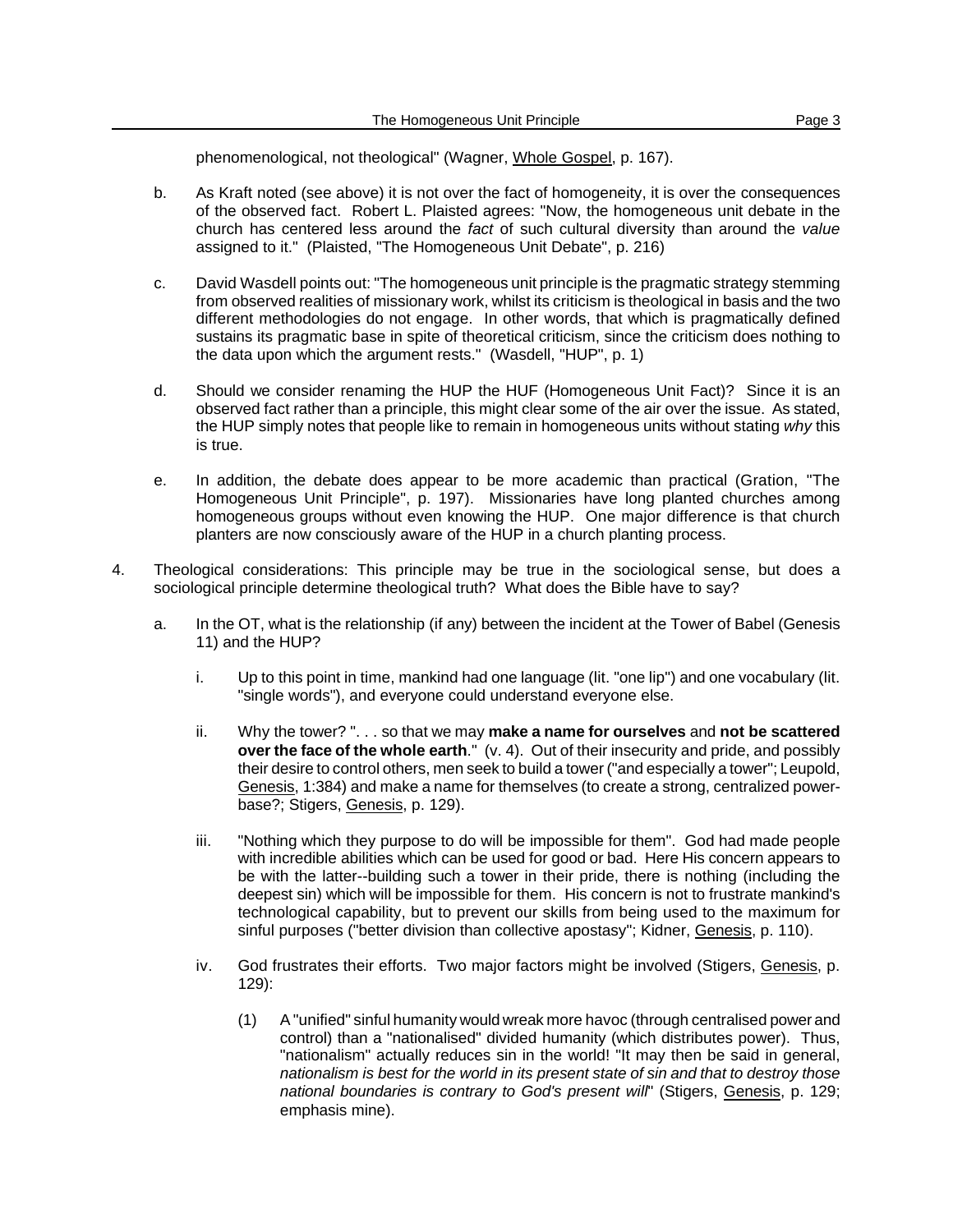phenomenological, not theological" (Wagner, Whole Gospel, p. 167).

b. As Kraft noted (see above) it is not over the fact of homogeneity, it is over the consequences of the observed fact. Robert L. Plaisted agrees: "Now, the homogeneous unit debate in the church has centered less around the *fact* of such cultural diversity than around the *value* assigned to it." (Plaisted, "The Homogeneous Unit Debate", p. 216)

c. David Wasdell points out: "The homogeneous unit principle is the pragmatic strategy stemming from observed realities of missionary work, whilst its criticism is theological in basis and the two different methodologies do not engage. In other words, that which is pragmatically defined sustains its pragmatic base in spite of theoretical criticism, since the criticism does nothing to the data upon which the argument rests." (Wasdell, "HUP", p. 1)

d. Should we consider renaming the HUP the HUF (Homogeneous Unit Fact)? Since it is an observed fact rather than a principle, this might clear some of the air over the issue. As stated, the HUP simply notes that people like to remain in homogeneous units without stating *why* this is true.

e. In addition, the debate does appear to be more academic than practical (Gration, "The Homogeneous Unit Principle", p. 197). Missionaries have long planted churches among homogeneous groups without even knowing the HUP. One major difference is that church planters are now consciously aware of the HUP in a church planting process.

4. Theological considerations: This principle may be true in the sociological sense, but does a sociological principle determine theological truth? What does the Bible have to say?

   a. In the OT, what is the relationship (if any) between the incident at the Tower of Babel (Genesis 11) and the HUP?

      i. Up to this point in time, mankind had one language (lit. "one lip") and one vocabulary (lit. "single words"), and everyone could understand everyone else.

      ii. Why the tower? ". . . so that we may **make a name for ourselves** and **not be scattered over the face of the whole earth**." (v. 4). Out of their insecurity and pride, and possibly their desire to control others, men seek to build a tower ("and especially a tower"; Leupold, Genesis, 1:384) and make a name for themselves (to create a strong, centralized power-base?; Stigers, Genesis, p. 129).

      iii. "Nothing which they purpose to do will be impossible for them". God had made people with incredible abilities which can be used for good or bad. Here His concern appears to be with the latter--building such a tower in their pride, there is nothing (including the deepest sin) which will be impossible for them. His concern is not to frustrate mankind's technological capability, but to prevent our skills from being used to the maximum for sinful purposes ("better division than collective apostasy"; Kidner, Genesis, p. 110).

      iv. God frustrates their efforts. Two major factors might be involved (Stigers, Genesis, p. 129):

         (1) A "unified" sinful humanity would wreak more havoc (through centralised power and control) than a "nationalised" divided humanity (which distributes power). Thus, "nationalism" actually reduces sin in the world! "It may then be said in general, *nationalism is best for the world in its present state of sin and that to destroy those national boundaries is contrary to God's present will*" (Stigers, Genesis, p. 129; emphasis mine).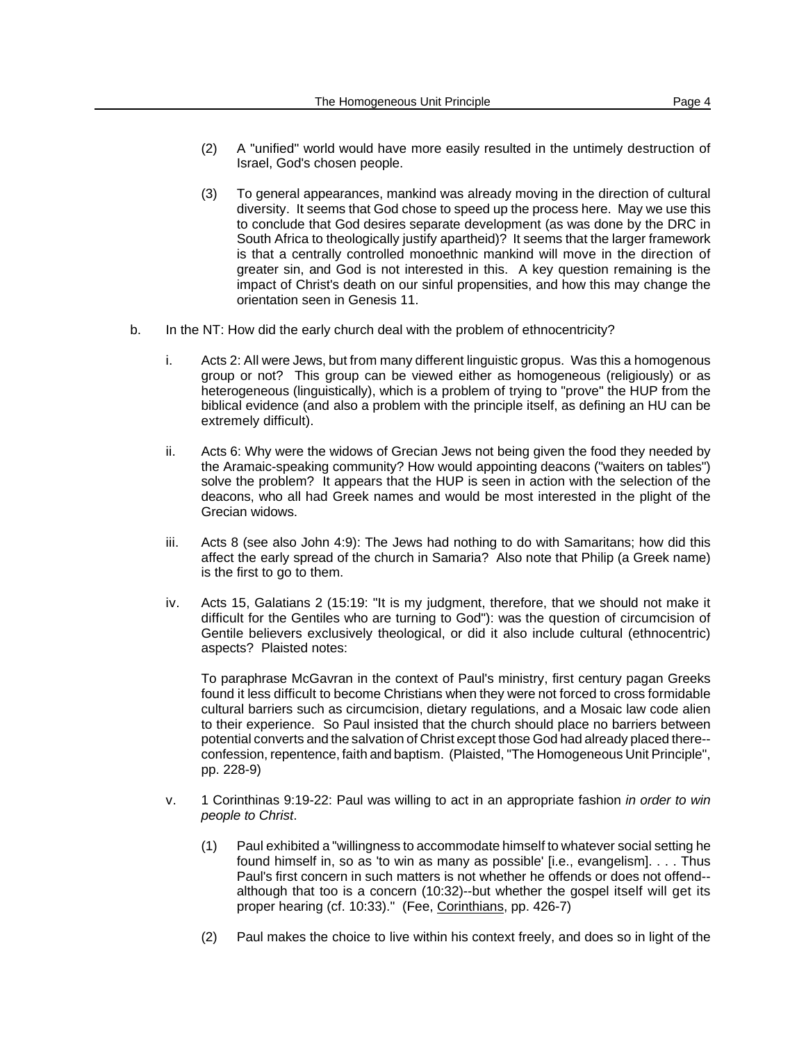(2) A "unified" world would have more easily resulted in the untimely destruction of Israel, God's chosen people.

(3) To general appearances, mankind was already moving in the direction of cultural diversity. It seems that God chose to speed up the process here. May we use this to conclude that God desires separate development (as was done by the DRC in South Africa to theologically justify apartheid)? It seems that the larger framework is that a centrally controlled monoethnic mankind will move in the direction of greater sin, and God is not interested in this. A key question remaining is the impact of Christ's death on our sinful propensities, and how this may change the orientation seen in Genesis 11.

b. In the NT: How did the early church deal with the problem of ethnocentricity?

i. Acts 2: All were Jews, but from many different linguistic gropus. Was this a homogenous group or not? This group can be viewed either as homogeneous (religiously) or as heterogeneous (linguistically), which is a problem of trying to "prove" the HUP from the biblical evidence (and also a problem with the principle itself, as defining an HU can be extremely difficult).

ii. Acts 6: Why were the widows of Grecian Jews not being given the food they needed by the Aramaic-speaking community? How would appointing deacons ("waiters on tables") solve the problem? It appears that the HUP is seen in action with the selection of the deacons, who all had Greek names and would be most interested in the plight of the Grecian widows.

iii. Acts 8 (see also John 4:9): The Jews had nothing to do with Samaritans; how did this affect the early spread of the church in Samaria? Also note that Philip (a Greek name) is the first to go to them.

iv. Acts 15, Galatians 2 (15:19: "It is my judgment, therefore, that we should not make it difficult for the Gentiles who are turning to God"): was the question of circumcision of Gentile believers exclusively theological, or did it also include cultural (ethnocentric) aspects? Plaisted notes:

To paraphrase McGavran in the context of Paul's ministry, first century pagan Greeks found it less difficult to become Christians when they were not forced to cross formidable cultural barriers such as circumcision, dietary regulations, and a Mosaic law code alien to their experience. So Paul insisted that the church should place no barriers between potential converts and the salvation of Christ except those God had already placed there--confession, repentence, faith and baptism. (Plaisted, "The Homogeneous Unit Principle", pp. 228-9)

v. 1 Corinthinas 9:19-22: Paul was willing to act in an appropriate fashion *in order to win people to Christ*.

(1) Paul exhibited a "willingness to accommodate himself to whatever social setting he found himself in, so as 'to win as many as possible' [i.e., evangelism]. . . . Thus Paul's first concern in such matters is not whether he offends or does not offend--although that too is a concern (10:32)--but whether the gospel itself will get its proper hearing (cf. 10:33)." (Fee, Corinthians, pp. 426-7)

(2) Paul makes the choice to live within his context freely, and does so in light of the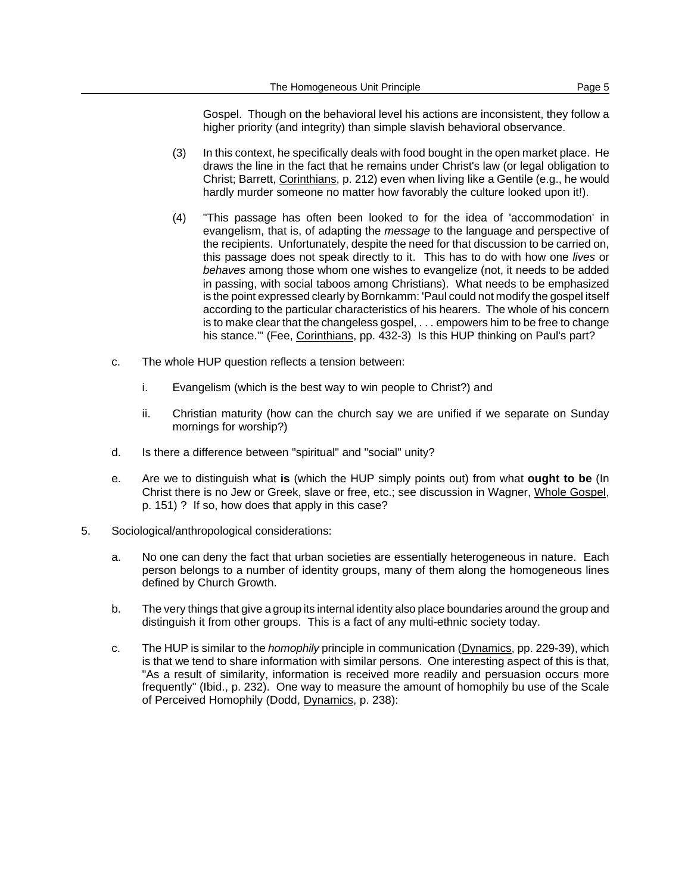Gospel. Though on the behavioral level his actions are inconsistent, they follow a higher priority (and integrity) than simple slavish behavioral observance.

(3) In this context, he specifically deals with food bought in the open market place. He draws the line in the fact that he remains under Christ's law (or legal obligation to Christ; Barrett, Corinthians, p. 212) even when living like a Gentile (e.g., he would hardly murder someone no matter how favorably the culture looked upon it!).

(4) "This passage has often been looked to for the idea of 'accommodation' in evangelism, that is, of adapting the *message* to the language and perspective of the recipients. Unfortunately, despite the need for that discussion to be carried on, this passage does not speak directly to it. This has to do with how one *lives* or *behaves* among those whom one wishes to evangelize (not, it needs to be added in passing, with social taboos among Christians). What needs to be emphasized is the point expressed clearly by Bornkamm: 'Paul could not modify the gospel itself according to the particular characteristics of his hearers. The whole of his concern is to make clear that the changeless gospel, . . . empowers him to be free to change his stance.'" (Fee, Corinthians, pp. 432-3) Is this HUP thinking on Paul's part?

c. The whole HUP question reflects a tension between:

  i. Evangelism (which is the best way to win people to Christ?) and

  ii. Christian maturity (how can the church say we are unified if we separate on Sunday mornings for worship?)

d. Is there a difference between "spiritual" and "social" unity?

e. Are we to distinguish what **is** (which the HUP simply points out) from what **ought to be** (In Christ there is no Jew or Greek, slave or free, etc.; see discussion in Wagner, Whole Gospel, p. 151) ? If so, how does that apply in this case?

5. Sociological/anthropological considerations:

  a. No one can deny the fact that urban societies are essentially heterogeneous in nature. Each person belongs to a number of identity groups, many of them along the homogeneous lines defined by Church Growth.

  b. The very things that give a group its internal identity also place boundaries around the group and distinguish it from other groups. This is a fact of any multi-ethnic society today.

  c. The HUP is similar to the *homophily* principle in communication (Dynamics, pp. 229-39), which is that we tend to share information with similar persons. One interesting aspect of this is that, "As a result of similarity, information is received more readily and persuasion occurs more frequently" (Ibid., p. 232). One way to measure the amount of homophily bu use of the Scale of Perceived Homophily (Dodd, Dynamics, p. 238):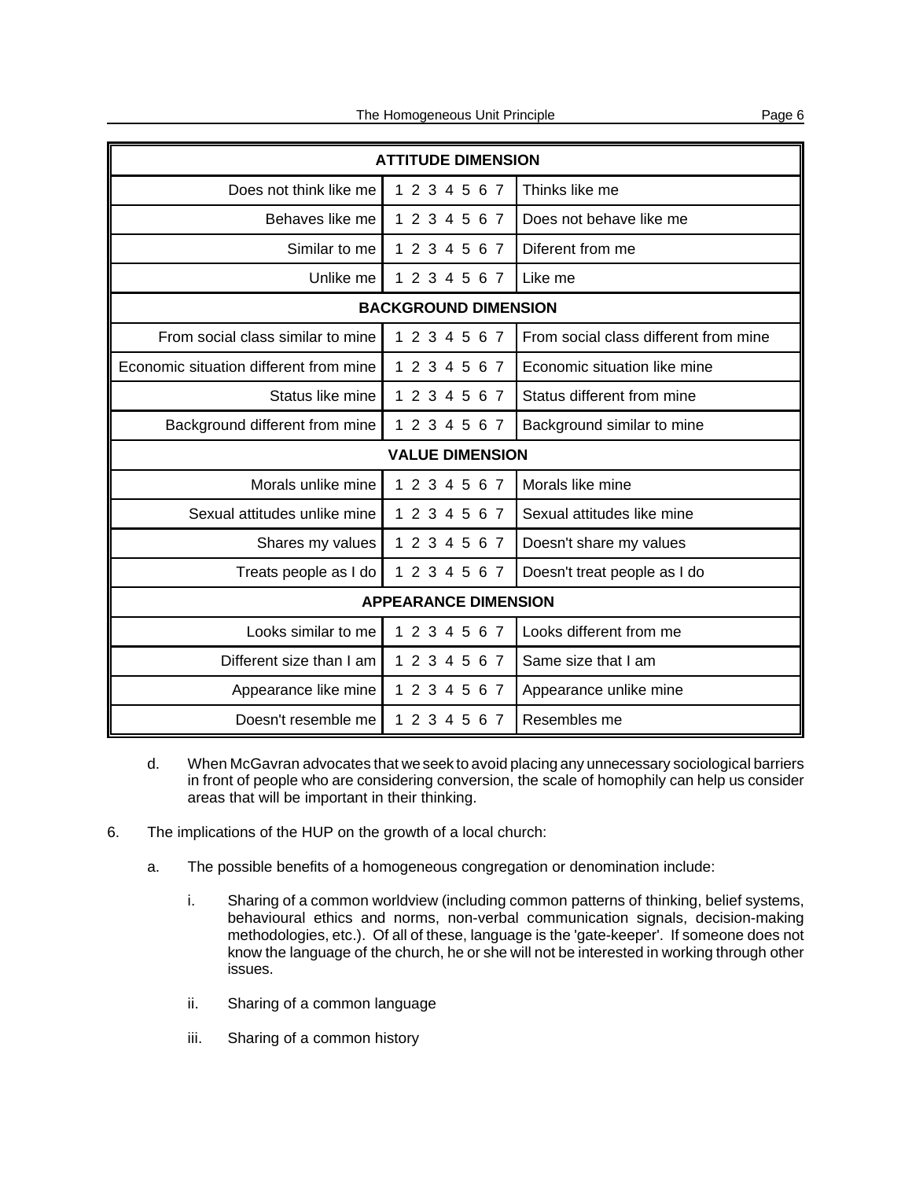| ATTITUDE DIMENSION | | |
|---|---|---|
| Does not think like me | 1 2 3 4 5 6 7 | Thinks like me |
| Behaves like me | 1 2 3 4 5 6 7 | Does not behave like me |
| Similar to me | 1 2 3 4 5 6 7 | Diferent from me |
| Unlike me | 1 2 3 4 5 6 7 | Like me |
| **BACKGROUND DIMENSION** | | |
| From social class similar to mine | 1 2 3 4 5 6 7 | From social class different from mine |
| Economic situation different from mine | 1 2 3 4 5 6 7 | Economic situation like mine |
| Status like mine | 1 2 3 4 5 6 7 | Status different from mine |
| Background different from mine | 1 2 3 4 5 6 7 | Background similar to mine |
| **VALUE DIMENSION** | | |
| Morals unlike mine | 1 2 3 4 5 6 7 | Morals like mine |
| Sexual attitudes unlike mine | 1 2 3 4 5 6 7 | Sexual attitudes like mine |
| Shares my values | 1 2 3 4 5 6 7 | Doesn't share my values |
| Treats people as I do | 1 2 3 4 5 6 7 | Doesn't treat people as I do |
| **APPEARANCE DIMENSION** | | |
| Looks similar to me | 1 2 3 4 5 6 7 | Looks different from me |
| Different size than I am | 1 2 3 4 5 6 7 | Same size that I am |
| Appearance like mine | 1 2 3 4 5 6 7 | Appearance unlike mine |
| Doesn't resemble me | 1 2 3 4 5 6 7 | Resembles me |

d. When McGavran advocates that we seek to avoid placing any unnecessary sociological barriers in front of people who are considering conversion, the scale of homophily can help us consider areas that will be important in their thinking.

6. The implications of the HUP on the growth of a local church:

   a. The possible benefits of a homogeneous congregation or denomination include:

      i. Sharing of a common worldview (including common patterns of thinking, belief systems, behavioural ethics and norms, non-verbal communication signals, decision-making methodologies, etc.). Of all of these, language is the 'gate-keeper'. If someone does not know the language of the church, he or she will not be interested in working through other issues.

      ii. Sharing of a common language

      iii. Sharing of a common history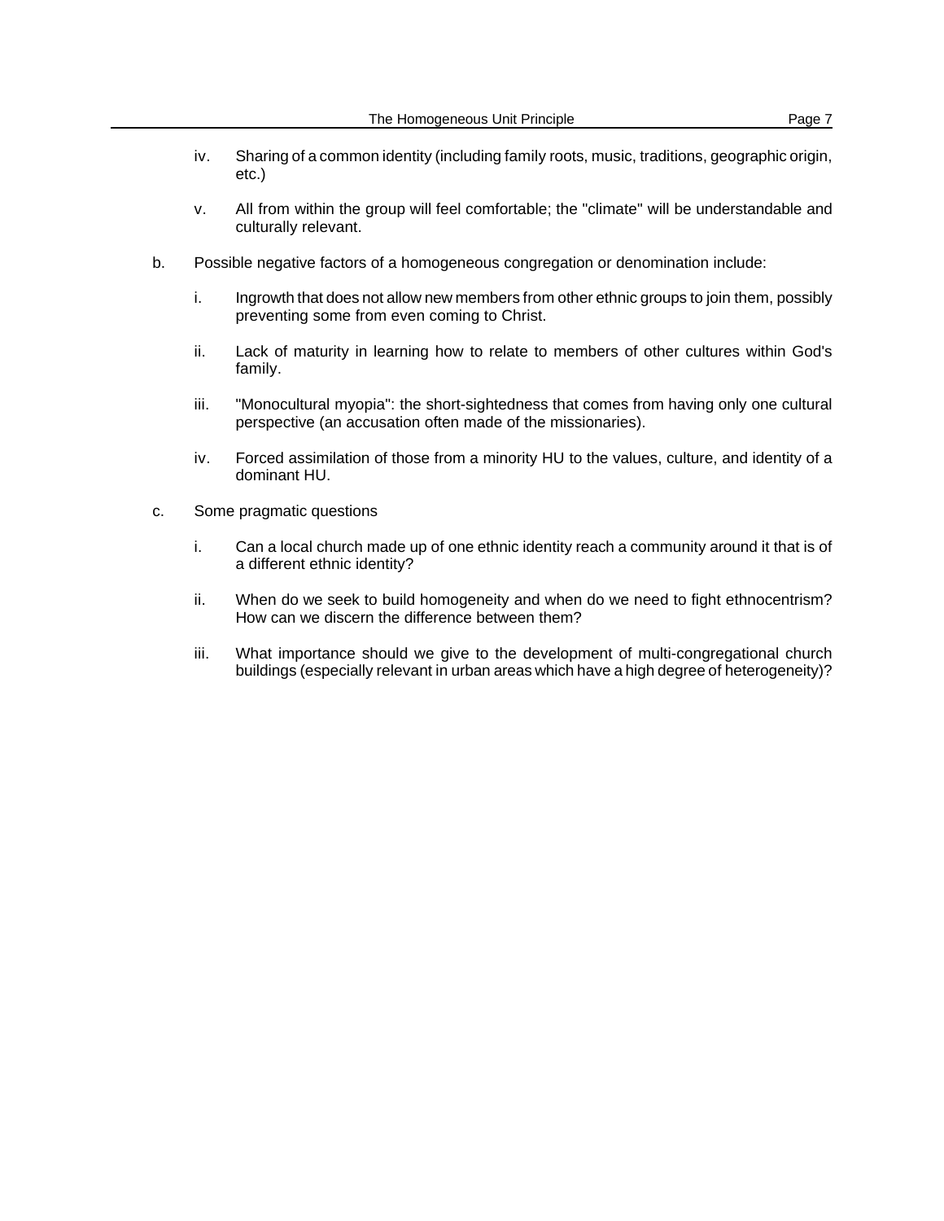iv. Sharing of a common identity (including family roots, music, traditions, geographic origin, etc.)

v. All from within the group will feel comfortable; the "climate" will be understandable and culturally relevant.

b. Possible negative factors of a homogeneous congregation or denomination include:

i. Ingrowth that does not allow new members from other ethnic groups to join them, possibly preventing some from even coming to Christ.

ii. Lack of maturity in learning how to relate to members of other cultures within God's family.

iii. "Monocultural myopia": the short-sightedness that comes from having only one cultural perspective (an accusation often made of the missionaries).

iv. Forced assimilation of those from a minority HU to the values, culture, and identity of a dominant HU.

c. Some pragmatic questions

i. Can a local church made up of one ethnic identity reach a community around it that is of a different ethnic identity?

ii. When do we seek to build homogeneity and when do we need to fight ethnocentrism? How can we discern the difference between them?

iii. What importance should we give to the development of multi-congregational church buildings (especially relevant in urban areas which have a high degree of heterogeneity)?